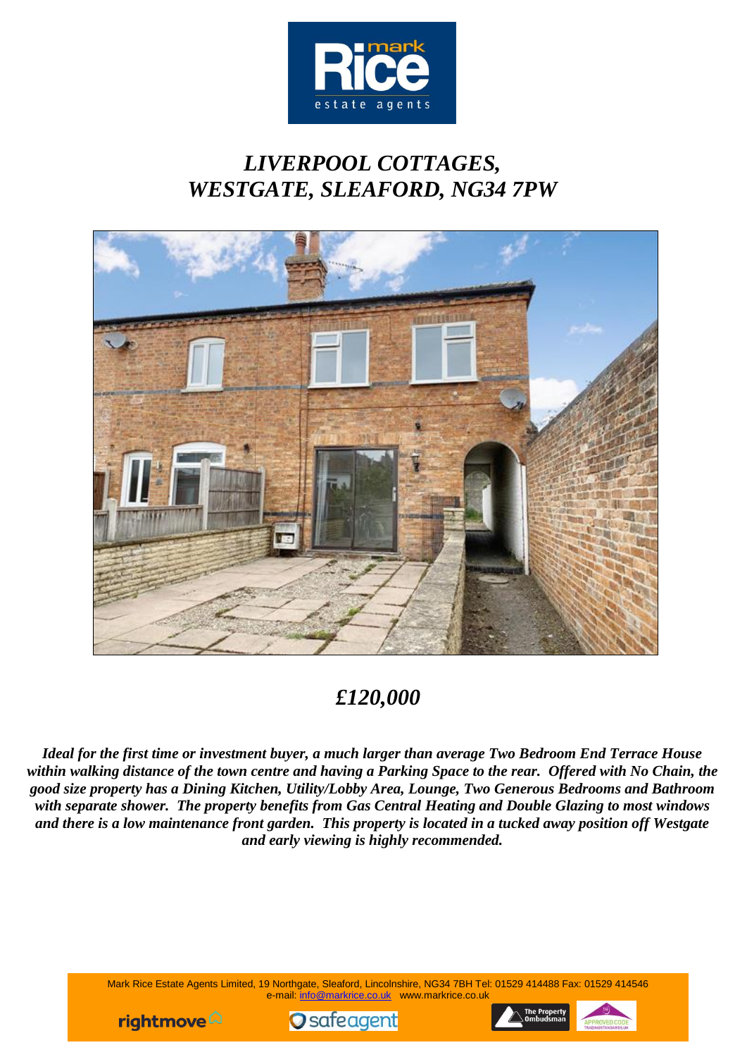# *LIVERPOOL COTTAGES, WESTGATE, SLEAFORD, NG34 7PW*

## *£120,000*

***Ideal for the first time or investment buyer, a much larger than average Two Bedroom End Terrace House within walking distance of the town centre and having a Parking Space to the rear. Offered with No Chain, the good size property has a Dining Kitchen, Utility/Lobby Area, Lounge, Two Generous Bedrooms and Bathroom with separate shower. The property benefits from Gas Central Heating and Double Glazing to most windows and there is a low maintenance front garden. This property is located in a tucked away position off Westgate and early viewing is highly recommended.***

Mark Rice Estate Agents Limited, 19 Northgate, Sleaford, Lincolnshire, NG34 7BH Tel: 01529 414488 Fax: 01529 414546
e-mail: info@markrice.co.uk www.markrice.co.uk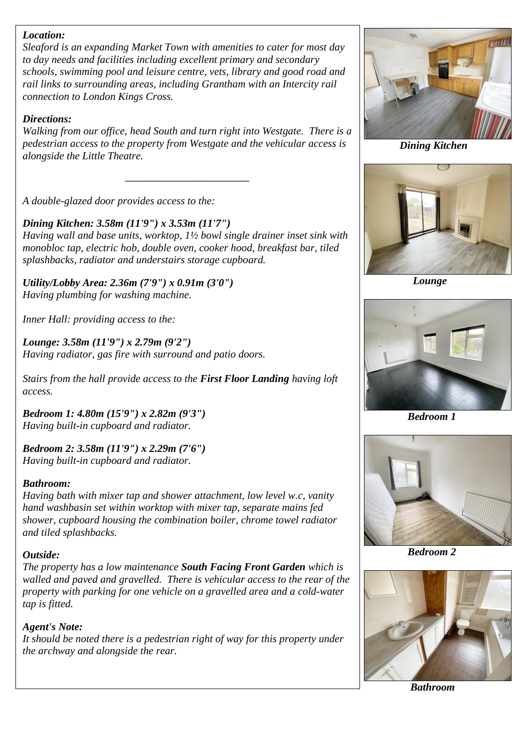***Location:***
*Sleaford is an expanding Market Town with amenities to cater for most day to day needs and facilities including excellent primary and secondary schools, swimming pool and leisure centre, vets, library and good road and rail links to surrounding areas, including Grantham with an Intercity rail connection to London Kings Cross.*

***Directions:***
*Walking from our office, head South and turn right into Westgate. There is a pedestrian access to the property from Westgate and the vehicular access is alongside the Little Theatre.*

---

*A double-glazed door provides access to the:*

***Dining Kitchen: 3.58m (11'9") x 3.53m (11'7")***
*Having wall and base units, worktop, 1½ bowl single drainer inset sink with monobloc tap, electric hob, double oven, cooker hood, breakfast bar, tiled splashbacks, radiator and understairs storage cupboard.*

***Utility/Lobby Area: 2.36m (7'9") x 0.91m (3'0")***
*Having plumbing for washing machine.*

*Inner Hall: providing access to the:*

***Lounge: 3.58m (11'9") x 2.79m (9'2")***
*Having radiator, gas fire with surround and patio doors.*

*Stairs from the hall provide access to the* ***First Floor Landing*** *having loft access.*

***Bedroom 1: 4.80m (15'9") x 2.82m (9'3")***
*Having built-in cupboard and radiator.*

***Bedroom 2: 3.58m (11'9") x 2.29m (7'6")***
*Having built-in cupboard and radiator.*

***Bathroom:***
*Having bath with mixer tap and shower attachment, low level w.c, vanity hand washbasin set within worktop with mixer tap, separate mains fed shower, cupboard housing the combination boiler, chrome towel radiator and tiled splashbacks.*

***Outside:***
*The property has a low maintenance* ***South Facing Front Garden*** *which is walled and paved and gravelled. There is vehicular access to the rear of the property with parking for one vehicle on a gravelled area and a cold-water tap is fitted.*

***Agent's Note:***
*It should be noted there is a pedestrian right of way for this property under the archway and alongside the rear.*

***Dining Kitchen***

***Lounge***

***Bedroom 1***

***Bedroom 2***

***Bathroom***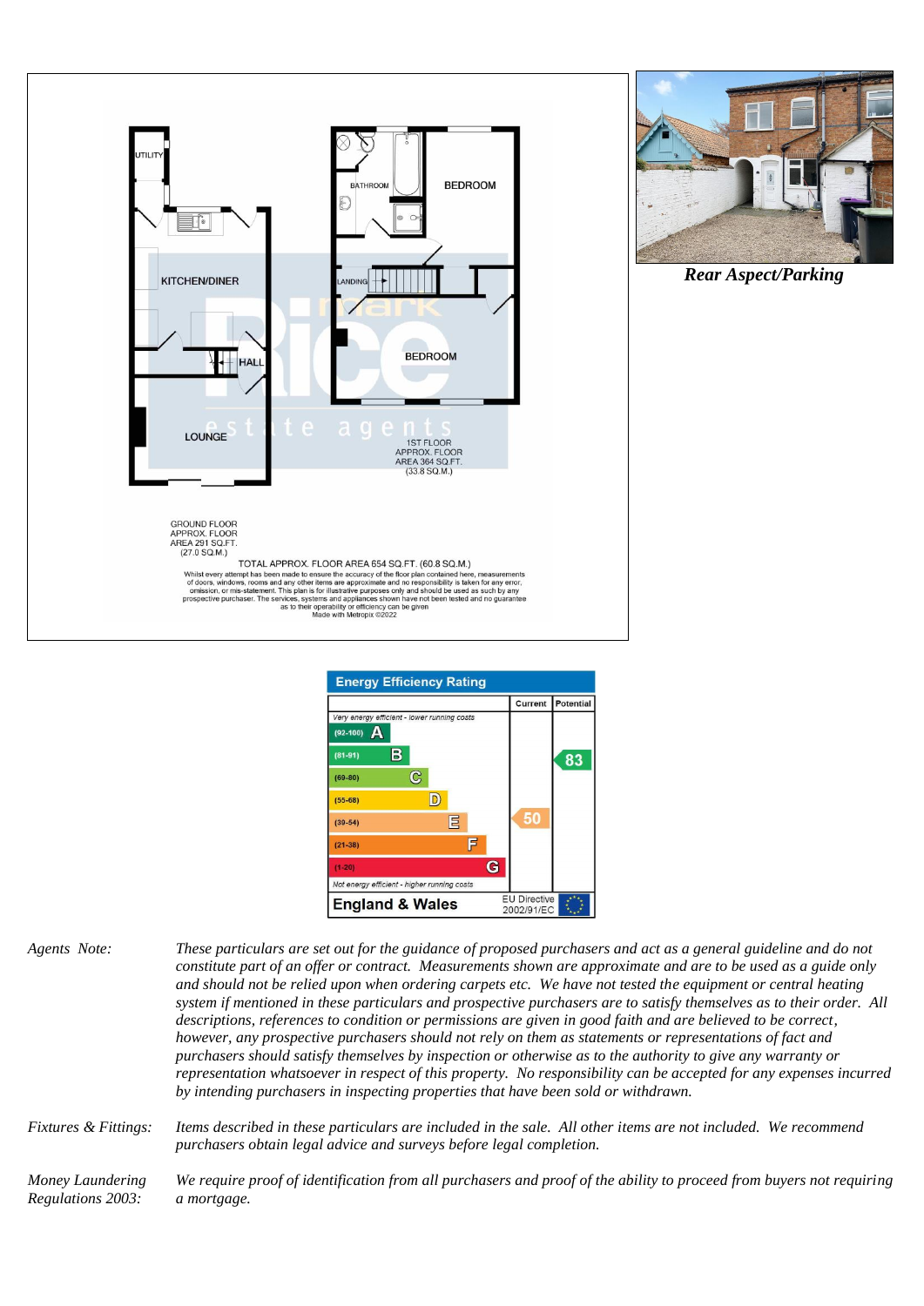UTILITY

KITCHEN/DINER

HALL

LOUNGE

BATHROOM

BEDROOM

LANDING

BEDROOM

1ST FLOOR
APPROX. FLOOR
AREA 364 SQ.FT.
(33.8 SQ.M.)

GROUND FLOOR
APPROX. FLOOR
AREA 291 SQ.FT.
(27.0 SQ.M.)

TOTAL APPROX. FLOOR AREA 654 SQ.FT. (60.8 SQ.M.)

Whilst every attempt has been made to ensure the accuracy of the floor plan contained here, measurements of doors, windows, rooms and any other items are approximate and no responsibility is taken for any error, omission, or mis-statement. This plan is for illustrative purposes only and should be used as such by any prospective purchaser. The services, systems and appliances shown have not been tested and no guarantee as to their operability or efficiency can be given
Made with Metropix ©2022

***Rear Aspect/Parking***

**Energy Efficiency Rating**

| | Current | Potential |
|---|---|---|
| *Very energy efficient - lower running costs* | | |
| (92-100) A | | |
| (81-91) B | | 83 |
| (69-80) C | | |
| (55-68) D | | |
| (39-54) E | 50 | |
| (21-38) F | | |
| (1-20) G | | |
| *Not energy efficient - higher running costs* | | |
| **England & Wales** | EU Directive 2002/91/EC | |

*Agents Note:* *These particulars are set out for the guidance of proposed purchasers and act as a general guideline and do not constitute part of an offer or contract. Measurements shown are approximate and are to be used as a guide only and should not be relied upon when ordering carpets etc. We have not tested the equipment or central heating system if mentioned in these particulars and prospective purchasers are to satisfy themselves as to their order. All descriptions, references to condition or permissions are given in good faith and are believed to be correct, however, any prospective purchasers should not rely on them as statements or representations of fact and purchasers should satisfy themselves by inspection or otherwise as to the authority to give any warranty or representation whatsoever in respect of this property. No responsibility can be accepted for any expenses incurred by intending purchasers in inspecting properties that have been sold or withdrawn.*

*Fixtures & Fittings:* *Items described in these particulars are included in the sale. All other items are not included. We recommend purchasers obtain legal advice and surveys before legal completion.*

*Money Laundering Regulations 2003:* *We require proof of identification from all purchasers and proof of the ability to proceed from buyers not requiring a mortgage.*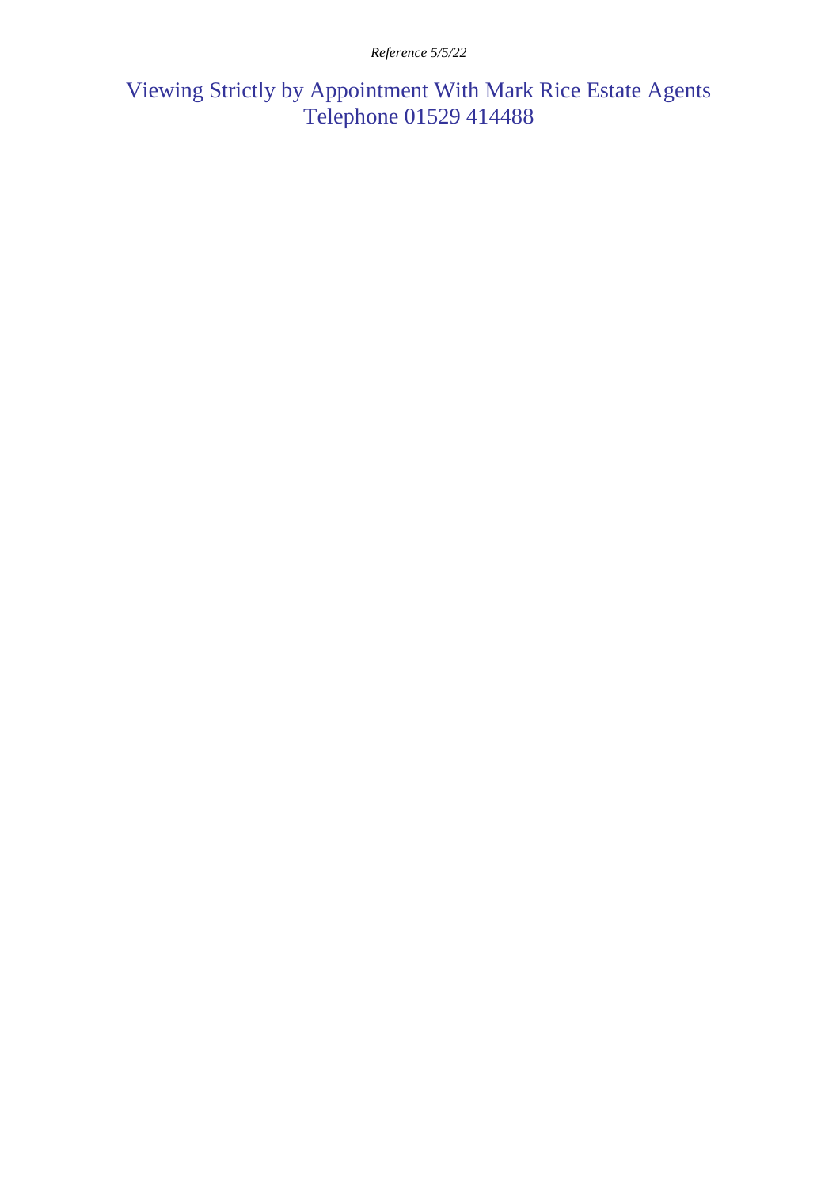*Reference 5/5/22*

Viewing Strictly by Appointment With Mark Rice Estate Agents
Telephone 01529 414488